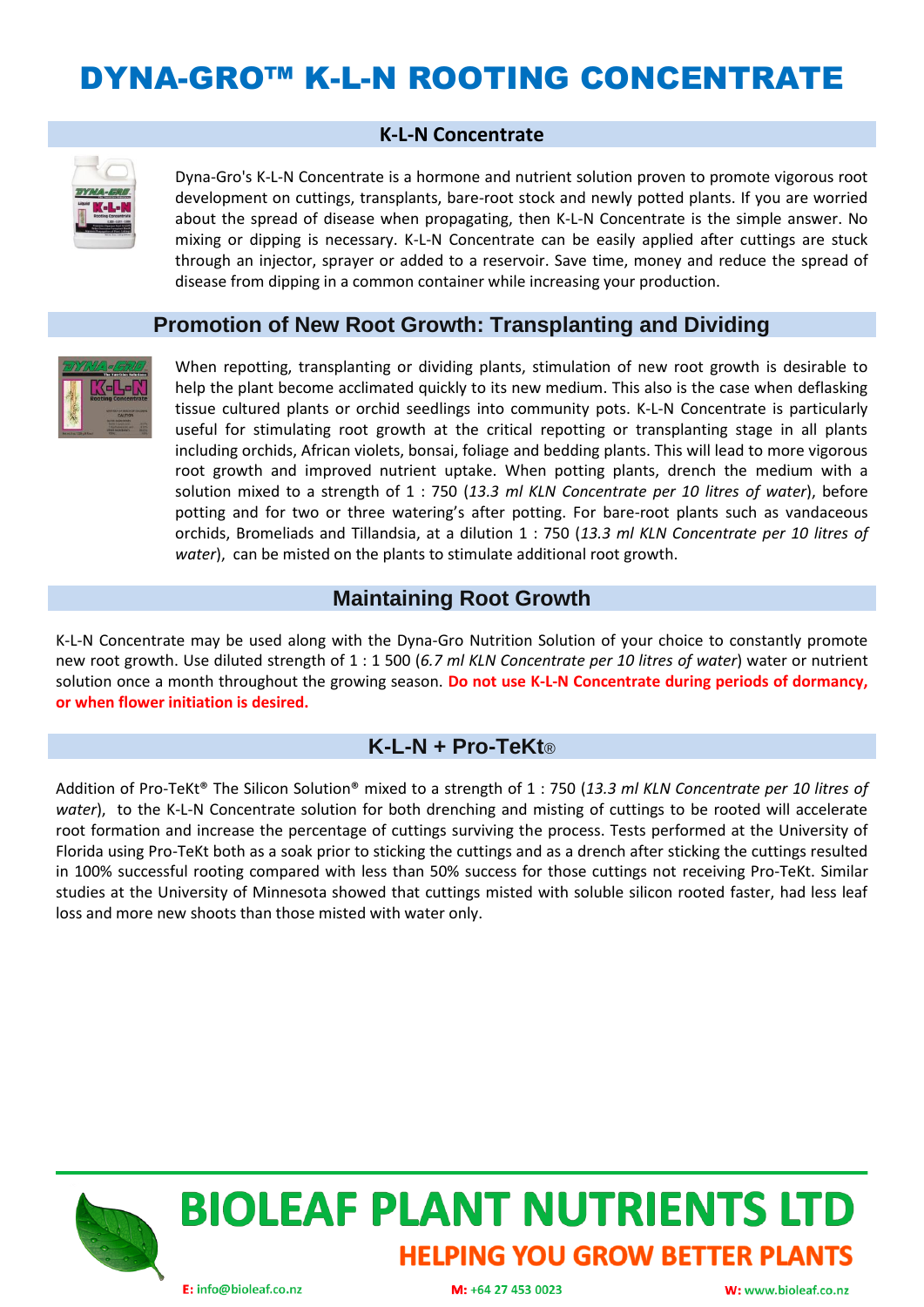# DYNA-GRO™ K-L-N ROOTING CONCENTRATE

## K-L-N Concentrate

Dyna-Gro's K-L-N Concentrate is a hormone and nutrient solution proven to promote vigorous root development on cuttings, transplants, bare-root stock and newly potted plants. If you are worried about the spread of disease when propagating, then K-L-N Concentrate is the simple answer. No mixing or dipping is necessary. K-L-N Concentrate can be easily applied after cuttings are stuck through an injector, sprayer or added to a reservoir. Save time, money and reduce the spread of disease from dipping in a common container while increasing your production.

## Promotion of New Root Growth: Transplanting and Dividing

When repotting, transplanting or dividing plants, stimulation of new root growth is desirable to help the plant become acclimated quickly to its new medium. This also is the case when deflasking tissue cultured plants or orchid seedlings into community pots. K-L-N Concentrate is particularly useful for stimulating root growth at the critical repotting or transplanting stage in all plants including orchids, African violets, bonsai, foliage and bedding plants. This will lead to more vigorous root growth and improved nutrient uptake. When potting plants, drench the medium with a solution mixed to a strength of 1 : 750 (*13.3 ml KLN Concentrate per 10 litres of water*), before potting and for two or three watering's after potting. For bare-root plants such as vandaceous orchids, Bromeliads and Tillandsia, at a dilution 1 : 750 (*13.3 ml KLN Concentrate per 10 litres of water*), can be misted on the plants to stimulate additional root growth.

## Maintaining Root Growth

K-L-N Concentrate may be used along with the Dyna-Gro Nutrition Solution of your choice to constantly promote new root growth. Use diluted strength of 1 : 1 500 (*6.7 ml KLN Concentrate per 10 litres of water*) water or nutrient solution once a month throughout the growing season. **Do not use K-L-N Concentrate during periods of dormancy, or when flower initiation is desired.**

## K-L-N + Pro-TeKt®

Addition of Pro-TeKt® The Silicon Solution® mixed to a strength of 1 : 750 (*13.3 ml KLN Concentrate per 10 litres of water*), to the K-L-N Concentrate solution for both drenching and misting of cuttings to be rooted will accelerate root formation and increase the percentage of cuttings surviving the process. Tests performed at the University of Florida using Pro-TeKt both as a soak prior to sticking the cuttings and as a drench after sticking the cuttings resulted in 100% successful rooting compared with less than 50% success for those cuttings not receiving Pro-TeKt. Similar studies at the University of Minnesota showed that cuttings misted with soluble silicon rooted faster, had less leaf loss and more new shoots than those misted with water only.

**BIOLEAF PLANT NUTRIENTS LTD**

**HELPING YOU GROW BETTER PLANTS**

E: info@bioleaf.co.nz M: +64 27 453 0023 W: www.bioleaf.co.nz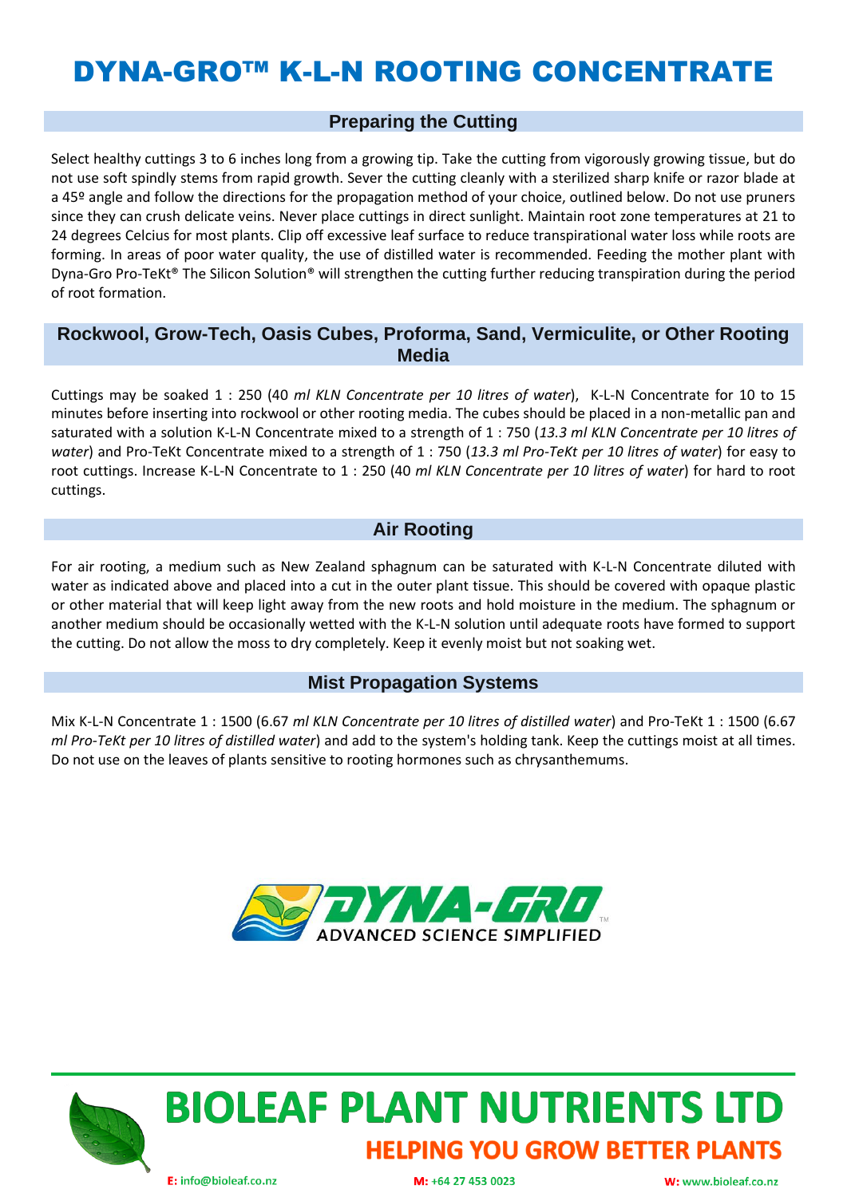# DYNA-GRO™ K-L-N ROOTING CONCENTRATE

## Preparing the Cutting

Select healthy cuttings 3 to 6 inches long from a growing tip. Take the cutting from vigorously growing tissue, but do not use soft spindly stems from rapid growth. Sever the cutting cleanly with a sterilized sharp knife or razor blade at a 45º angle and follow the directions for the propagation method of your choice, outlined below. Do not use pruners since they can crush delicate veins. Never place cuttings in direct sunlight. Maintain root zone temperatures at 21 to 24 degrees Celcius for most plants. Clip off excessive leaf surface to reduce transpirational water loss while roots are forming. In areas of poor water quality, the use of distilled water is recommended. Feeding the mother plant with Dyna-Gro Pro-TeKt® The Silicon Solution® will strengthen the cutting further reducing transpiration during the period of root formation.

## Rockwool, Grow-Tech, Oasis Cubes, Proforma, Sand, Vermiculite, or Other Rooting Media

Cuttings may be soaked 1 : 250 (40 *ml KLN Concentrate per 10 litres of water*), K-L-N Concentrate for 10 to 15 minutes before inserting into rockwool or other rooting media. The cubes should be placed in a non-metallic pan and saturated with a solution K-L-N Concentrate mixed to a strength of 1 : 750 (*13.3 ml KLN Concentrate per 10 litres of water*) and Pro-TeKt Concentrate mixed to a strength of 1 : 750 (*13.3 ml Pro-TeKt per 10 litres of water*) for easy to root cuttings. Increase K-L-N Concentrate to 1 : 250 (40 *ml KLN Concentrate per 10 litres of water*) for hard to root cuttings.

## Air Rooting

For air rooting, a medium such as New Zealand sphagnum can be saturated with K-L-N Concentrate diluted with water as indicated above and placed into a cut in the outer plant tissue. This should be covered with opaque plastic or other material that will keep light away from the new roots and hold moisture in the medium. The sphagnum or another medium should be occasionally wetted with the K-L-N solution until adequate roots have formed to support the cutting. Do not allow the moss to dry completely. Keep it evenly moist but not soaking wet.

## Mist Propagation Systems

Mix K-L-N Concentrate 1 : 1500 (6.67 *ml KLN Concentrate per 10 litres of distilled water*) and Pro-TeKt 1 : 1500 (6.67 *ml Pro-TeKt per 10 litres of distilled water*) and add to the system's holding tank. Keep the cuttings moist at all times. Do not use on the leaves of plants sensitive to rooting hormones such as chrysanthemums.

DYNA-GRO™
ADVANCED SCIENCE SIMPLIFIED

**BIOLEAF PLANT NUTRIENTS LTD**
**HELPING YOU GROW BETTER PLANTS**

**E:** info@bioleaf.co.nz **M:** +64 27 453 0023 **W:** www.bioleaf.co.nz